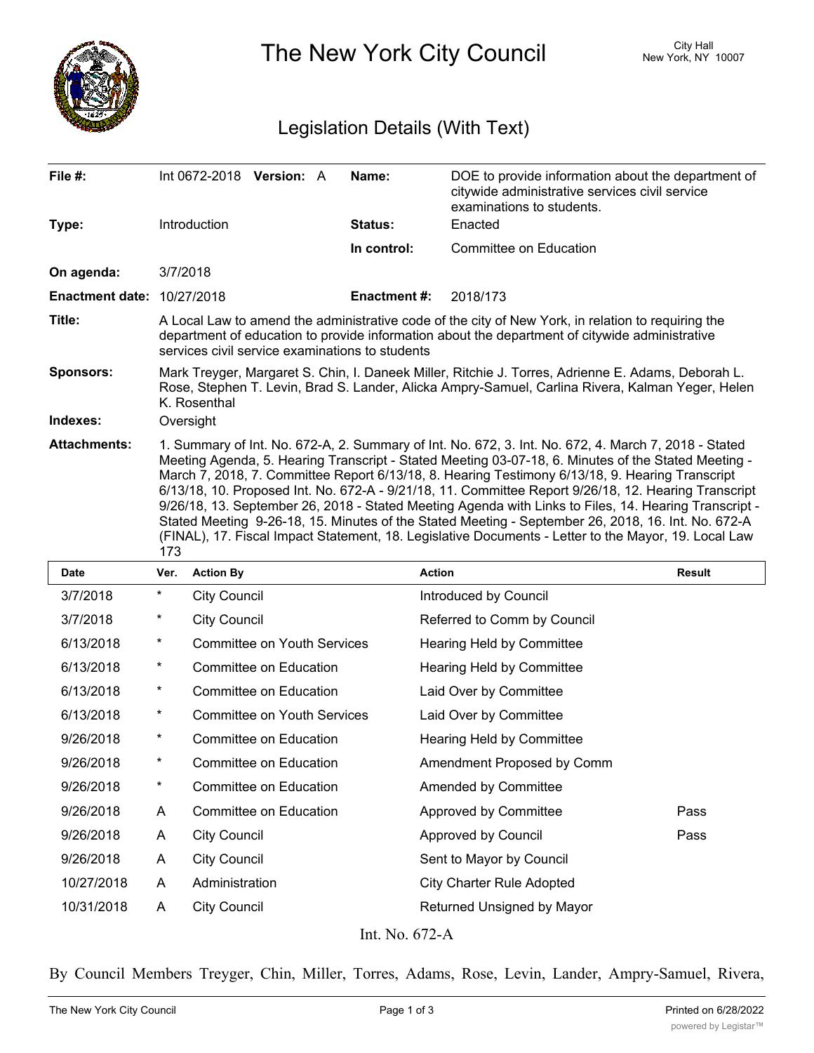# The New York City Council

City Hall
New York, NY 10007

## Legislation Details (With Text)

| | | | |
|---|---|---|---|
| **File #:** | Int 0672-2018 **Version:** A | **Name:** | DOE to provide information about the department of citywide administrative services civil service examinations to students. |
| **Type:** | Introduction | **Status:** | Enacted |
| | | **In control:** | Committee on Education |
| **On agenda:** | 3/7/2018 | | |
| **Enactment date:** | 10/27/2018 | **Enactment #:** | 2018/173 |

**Title:** A Local Law to amend the administrative code of the city of New York, in relation to requiring the department of education to provide information about the department of citywide administrative services civil service examinations to students

**Sponsors:** Mark Treyger, Margaret S. Chin, I. Daneek Miller, Ritchie J. Torres, Adrienne E. Adams, Deborah L. Rose, Stephen T. Levin, Brad S. Lander, Alicka Ampry-Samuel, Carlina Rivera, Kalman Yeger, Helen K. Rosenthal

**Indexes:** Oversight

**Attachments:** 1. Summary of Int. No. 672-A, 2. Summary of Int. No. 672, 3. Int. No. 672, 4. March 7, 2018 - Stated Meeting Agenda, 5. Hearing Transcript - Stated Meeting 03-07-18, 6. Minutes of the Stated Meeting - March 7, 2018, 7. Committee Report 6/13/18, 8. Hearing Testimony 6/13/18, 9. Hearing Transcript 6/13/18, 10. Proposed Int. No. 672-A - 9/21/18, 11. Committee Report 9/26/18, 12. Hearing Transcript 9/26/18, 13. September 26, 2018 - Stated Meeting Agenda with Links to Files, 14. Hearing Transcript - Stated Meeting 9-26-18, 15. Minutes of the Stated Meeting - September 26, 2018, 16. Int. No. 672-A (FINAL), 17. Fiscal Impact Statement, 18. Legislative Documents - Letter to the Mayor, 19. Local Law 173

| Date | Ver. | Action By | Action | Result |
|---|---|---|---|---|
| 3/7/2018 | * | City Council | Introduced by Council | |
| 3/7/2018 | * | City Council | Referred to Comm by Council | |
| 6/13/2018 | * | Committee on Youth Services | Hearing Held by Committee | |
| 6/13/2018 | * | Committee on Education | Hearing Held by Committee | |
| 6/13/2018 | * | Committee on Education | Laid Over by Committee | |
| 6/13/2018 | * | Committee on Youth Services | Laid Over by Committee | |
| 9/26/2018 | * | Committee on Education | Hearing Held by Committee | |
| 9/26/2018 | * | Committee on Education | Amendment Proposed by Comm | |
| 9/26/2018 | * | Committee on Education | Amended by Committee | |
| 9/26/2018 | A | Committee on Education | Approved by Committee | Pass |
| 9/26/2018 | A | City Council | Approved by Council | Pass |
| 9/26/2018 | A | City Council | Sent to Mayor by Council | |
| 10/27/2018 | A | Administration | City Charter Rule Adopted | |
| 10/31/2018 | A | City Council | Returned Unsigned by Mayor | |

Int. No. 672-A

By Council Members Treyger, Chin, Miller, Torres, Adams, Rose, Levin, Lander, Ampry-Samuel, Rivera,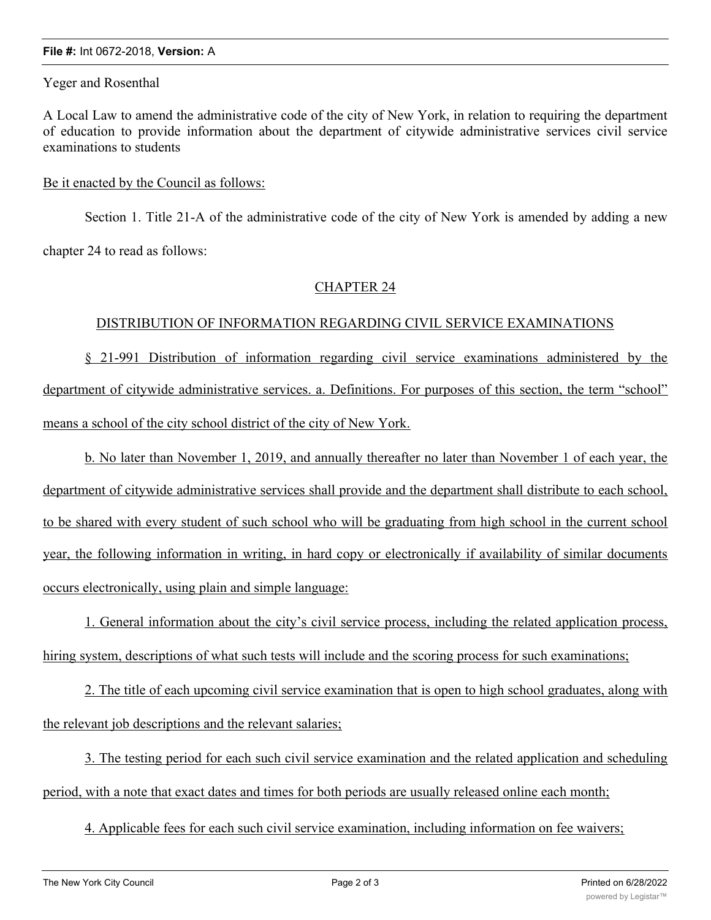Yeger and Rosenthal

A Local Law to amend the administrative code of the city of New York, in relation to requiring the department of education to provide information about the department of citywide administrative services civil service examinations to students

Be it enacted by the Council as follows:

Section 1. Title 21-A of the administrative code of the city of New York is amended by adding a new chapter 24 to read as follows:

CHAPTER 24

DISTRIBUTION OF INFORMATION REGARDING CIVIL SERVICE EXAMINATIONS

§ 21-991 Distribution of information regarding civil service examinations administered by the department of citywide administrative services. a. Definitions. For purposes of this section, the term "school" means a school of the city school district of the city of New York.

b. No later than November 1, 2019, and annually thereafter no later than November 1 of each year, the department of citywide administrative services shall provide and the department shall distribute to each school, to be shared with every student of such school who will be graduating from high school in the current school year, the following information in writing, in hard copy or electronically if availability of similar documents occurs electronically, using plain and simple language:

1. General information about the city's civil service process, including the related application process, hiring system, descriptions of what such tests will include and the scoring process for such examinations;

2. The title of each upcoming civil service examination that is open to high school graduates, along with the relevant job descriptions and the relevant salaries;

3. The testing period for each such civil service examination and the related application and scheduling period, with a note that exact dates and times for both periods are usually released online each month;

4. Applicable fees for each such civil service examination, including information on fee waivers;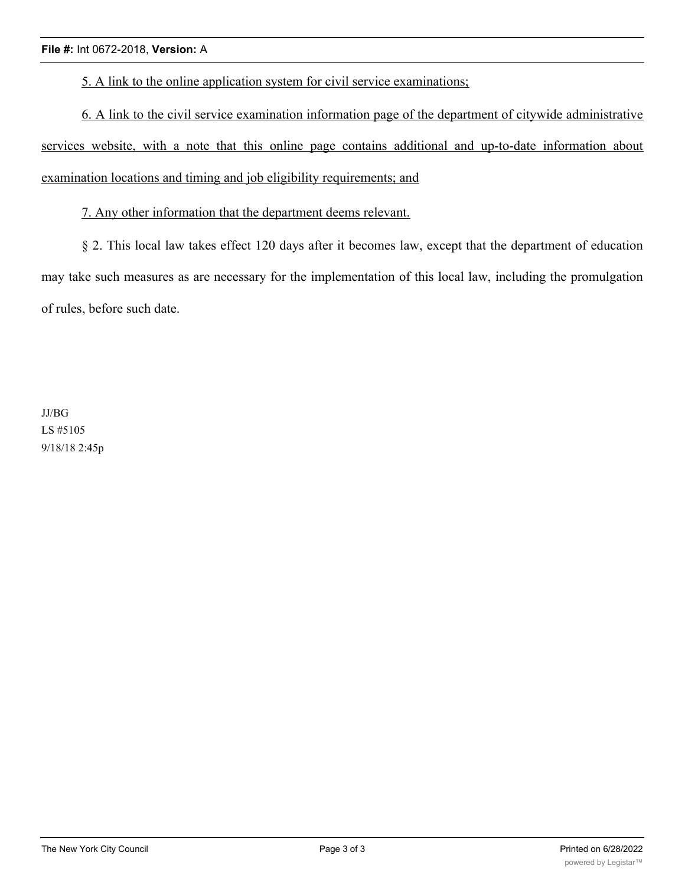5. A link to the online application system for civil service examinations;

6. A link to the civil service examination information page of the department of citywide administrative services website, with a note that this online page contains additional and up-to-date information about examination locations and timing and job eligibility requirements; and

7. Any other information that the department deems relevant.

§ 2. This local law takes effect 120 days after it becomes law, except that the department of education may take such measures as are necessary for the implementation of this local law, including the promulgation of rules, before such date.

JJ/BG
LS #5105
9/18/18 2:45p